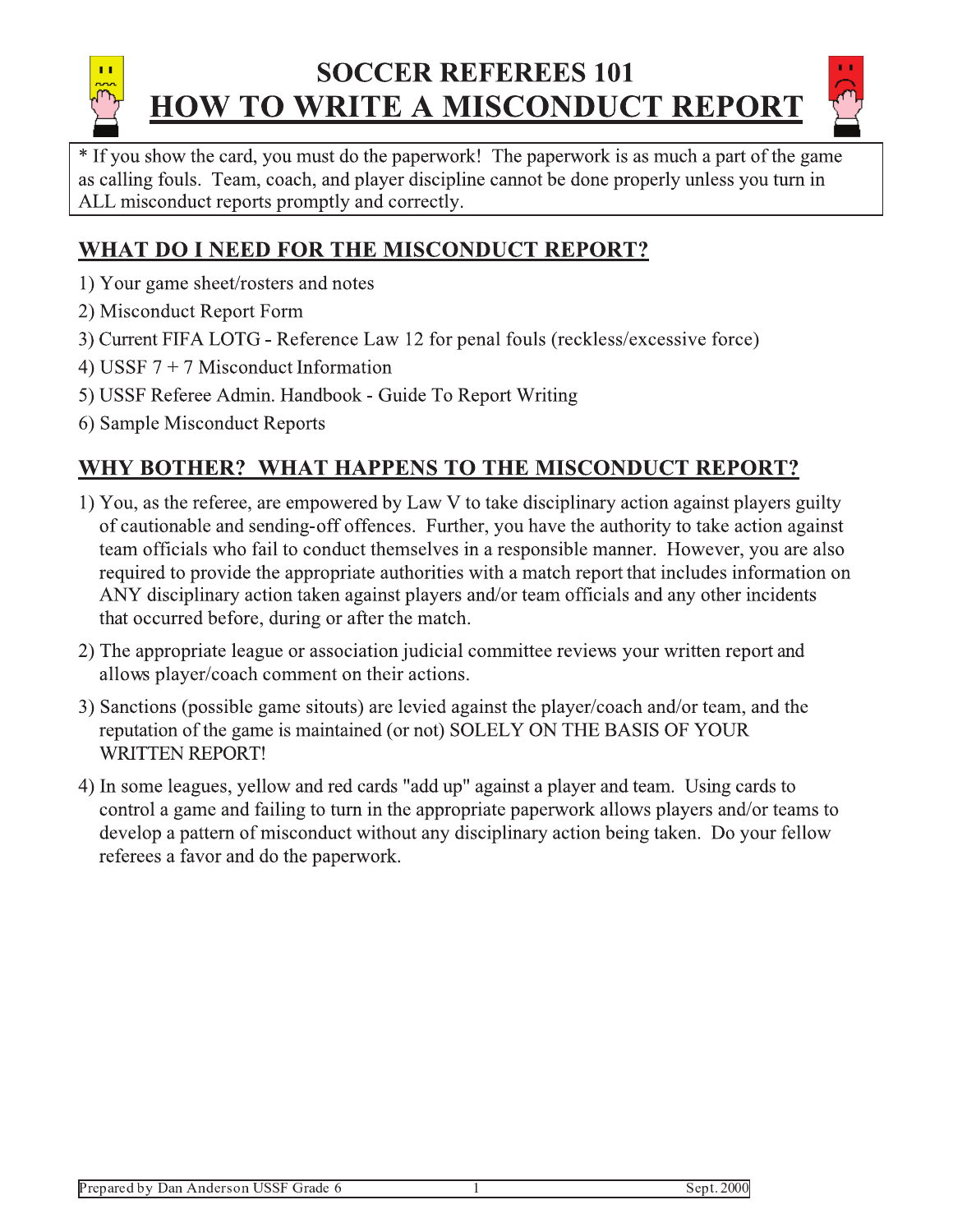# SOCCER REFEREES 101
# HOW TO WRITE A MISCONDUCT REPORT

* If you show the card, you must do the paperwork! The paperwork is as much a part of the game as calling fouls. Team, coach, and player discipline cannot be done properly unless you turn in ALL misconduct reports promptly and correctly.

## WHAT DO I NEED FOR THE MISCONDUCT REPORT?

1) Your game sheet/rosters and notes
2) Misconduct Report Form
3) Current FIFA LOTG - Reference Law 12 for penal fouls (reckless/excessive force)
4) USSF 7 + 7 Misconduct Information
5) USSF Referee Admin. Handbook - Guide To Report Writing
6) Sample Misconduct Reports

## WHY BOTHER? WHAT HAPPENS TO THE MISCONDUCT REPORT?

1) You, as the referee, are empowered by Law V to take disciplinary action against players guilty of cautionable and sending-off offences. Further, you have the authority to take action against team officials who fail to conduct themselves in a responsible manner. However, you are also required to provide the appropriate authorities with a match report that includes information on ANY disciplinary action taken against players and/or team officials and any other incidents that occurred before, during or after the match.
2) The appropriate league or association judicial committee reviews your written report and allows player/coach comment on their actions.
3) Sanctions (possible game sitouts) are levied against the player/coach and/or team, and the reputation of the game is maintained (or not) SOLELY ON THE BASIS OF YOUR WRITTEN REPORT!
4) In some leagues, yellow and red cards "add up" against a player and team. Using cards to control a game and failing to turn in the appropriate paperwork allows players and/or teams to develop a pattern of misconduct without any disciplinary action being taken. Do your fellow referees a favor and do the paperwork.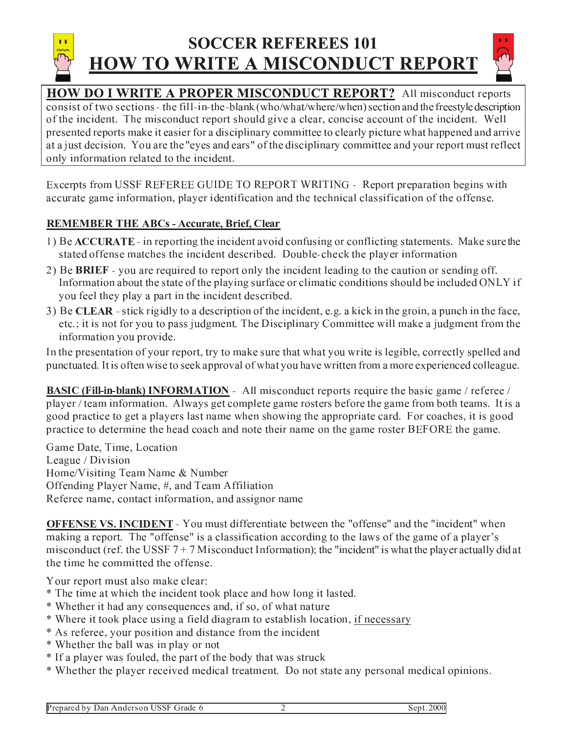# SOCCER REFEREES 101
# HOW TO WRITE A MISCONDUCT REPORT

**HOW DO I WRITE A PROPER MISCONDUCT REPORT?** All misconduct reports consist of two sections - the fill-in-the-blank (who/what/where/when) section and the freestyle description of the incident. The misconduct report should give a clear, concise account of the incident. Well presented reports make it easier for a disciplinary committee to clearly picture what happened and arrive at a just decision. You are the "eyes and ears" of the disciplinary committee and your report must reflect only information related to the incident.

Excerpts from USSF REFEREE GUIDE TO REPORT WRITING - Report preparation begins with accurate game information, player identification and the technical classification of the offense.

**REMEMBER THE ABCs - Accurate, Brief, Clear**

1) Be **ACCURATE** - in reporting the incident avoid confusing or conflicting statements. Make sure the stated offense matches the incident described. Double-check the player information
2) Be **BRIEF** - you are required to report only the incident leading to the caution or sending off. Information about the state of the playing surface or climatic conditions should be included ONLY if you feel they play a part in the incident described.
3) Be **CLEAR** - stick rigidly to a description of the incident, e.g. a kick in the groin, a punch in the face, etc.; it is not for you to pass judgment. The Disciplinary Committee will make a judgment from the information you provide.

In the presentation of your report, try to make sure that what you write is legible, correctly spelled and punctuated. It is often wise to seek approval of what you have written from a more experienced colleague.

**BASIC (Fill-in-blank) INFORMATION** - All misconduct reports require the basic game / referee / player / team information. Always get complete game rosters before the game from both teams. It is a good practice to get a players last name when showing the appropriate card. For coaches, it is good practice to determine the head coach and note their name on the game roster BEFORE the game.

Game Date, Time, Location
League / Division
Home/Visiting Team Name & Number
Offending Player Name, #, and Team Affiliation
Referee name, contact information, and assignor name

**OFFENSE VS. INCIDENT** - You must differentiate between the "offense" and the "incident" when making a report. The "offense" is a classification according to the laws of the game of a player's misconduct (ref. the USSF 7 + 7 Misconduct Information); the "incident" is what the player actually did at the time he committed the offense.

Your report must also make clear:

* The time at which the incident took place and how long it lasted.
* Whether it had any consequences and, if so, of what nature
* Where it took place using a field diagram to establish location, <u>if necessary</u>
* As referee, your position and distance from the incident
* Whether the ball was in play or not
* If a player was fouled, the part of the body that was struck
* Whether the player received medical treatment. Do not state any personal medical opinions.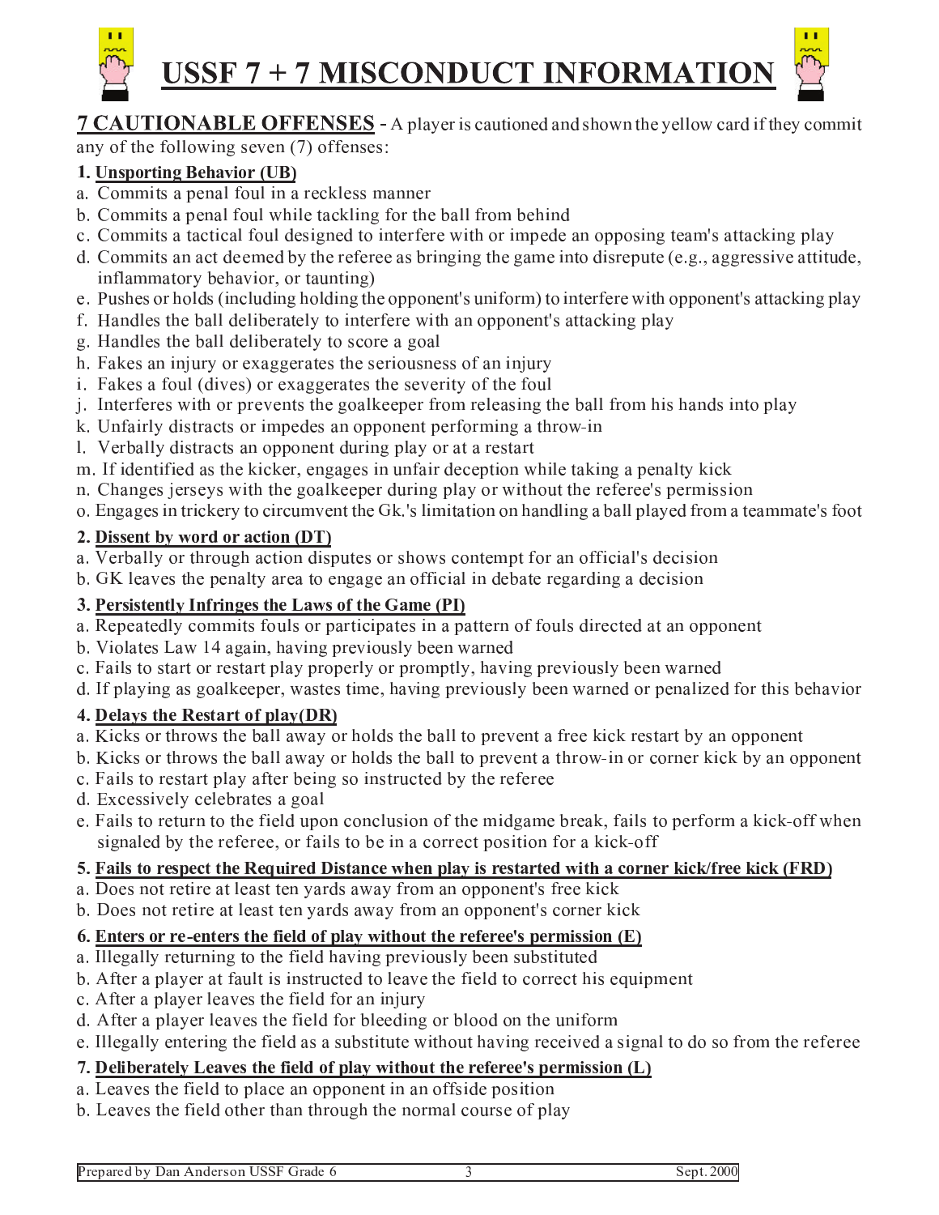# USSF 7 + 7 MISCONDUCT INFORMATION

**7 CAUTIONABLE OFFENSES** - A player is cautioned and shown the yellow card if they commit any of the following seven (7) offenses:

### 1. Unsporting Behavior (UB)

a. Commits a penal foul in a reckless manner
b. Commits a penal foul while tackling for the ball from behind
c. Commits a tactical foul designed to interfere with or impede an opposing team's attacking play
d. Commits an act deemed by the referee as bringing the game into disrepute (e.g., aggressive attitude, inflammatory behavior, or taunting)
e. Pushes or holds (including holding the opponent's uniform) to interfere with opponent's attacking play
f. Handles the ball deliberately to interfere with an opponent's attacking play
g. Handles the ball deliberately to score a goal
h. Fakes an injury or exaggerates the seriousness of an injury
i. Fakes a foul (dives) or exaggerates the severity of the foul
j. Interferes with or prevents the goalkeeper from releasing the ball from his hands into play
k. Unfairly distracts or impedes an opponent performing a throw-in
l. Verbally distracts an opponent during play or at a restart
m. If identified as the kicker, engages in unfair deception while taking a penalty kick
n. Changes jerseys with the goalkeeper during play or without the referee's permission
o. Engages in trickery to circumvent the Gk.'s limitation on handling a ball played from a teammate's foot

### 2. Dissent by word or action (DT)

a. Verbally or through action disputes or shows contempt for an official's decision
b. GK leaves the penalty area to engage an official in debate regarding a decision

### 3. Persistently Infringes the Laws of the Game (PI)

a. Repeatedly commits fouls or participates in a pattern of fouls directed at an opponent
b. Violates Law 14 again, having previously been warned
c. Fails to start or restart play properly or promptly, having previously been warned
d. If playing as goalkeeper, wastes time, having previously been warned or penalized for this behavior

### 4. Delays the Restart of play(DR)

a. Kicks or throws the ball away or holds the ball to prevent a free kick restart by an opponent
b. Kicks or throws the ball away or holds the ball to prevent a throw-in or corner kick by an opponent
c. Fails to restart play after being so instructed by the referee
d. Excessively celebrates a goal
e. Fails to return to the field upon conclusion of the midgame break, fails to perform a kick-off when signaled by the referee, or fails to be in a correct position for a kick-off

### 5. Fails to respect the Required Distance when play is restarted with a corner kick/free kick (FRD)

a. Does not retire at least ten yards away from an opponent's free kick
b. Does not retire at least ten yards away from an opponent's corner kick

### 6. Enters or re-enters the field of play without the referee's permission (E)

a. Illegally returning to the field having previously been substituted
b. After a player at fault is instructed to leave the field to correct his equipment
c. After a player leaves the field for an injury
d. After a player leaves the field for bleeding or blood on the uniform
e. Illegally entering the field as a substitute without having received a signal to do so from the referee

### 7. Deliberately Leaves the field of play without the referee's permission (L)

a. Leaves the field to place an opponent in an offside position
b. Leaves the field other than through the normal course of play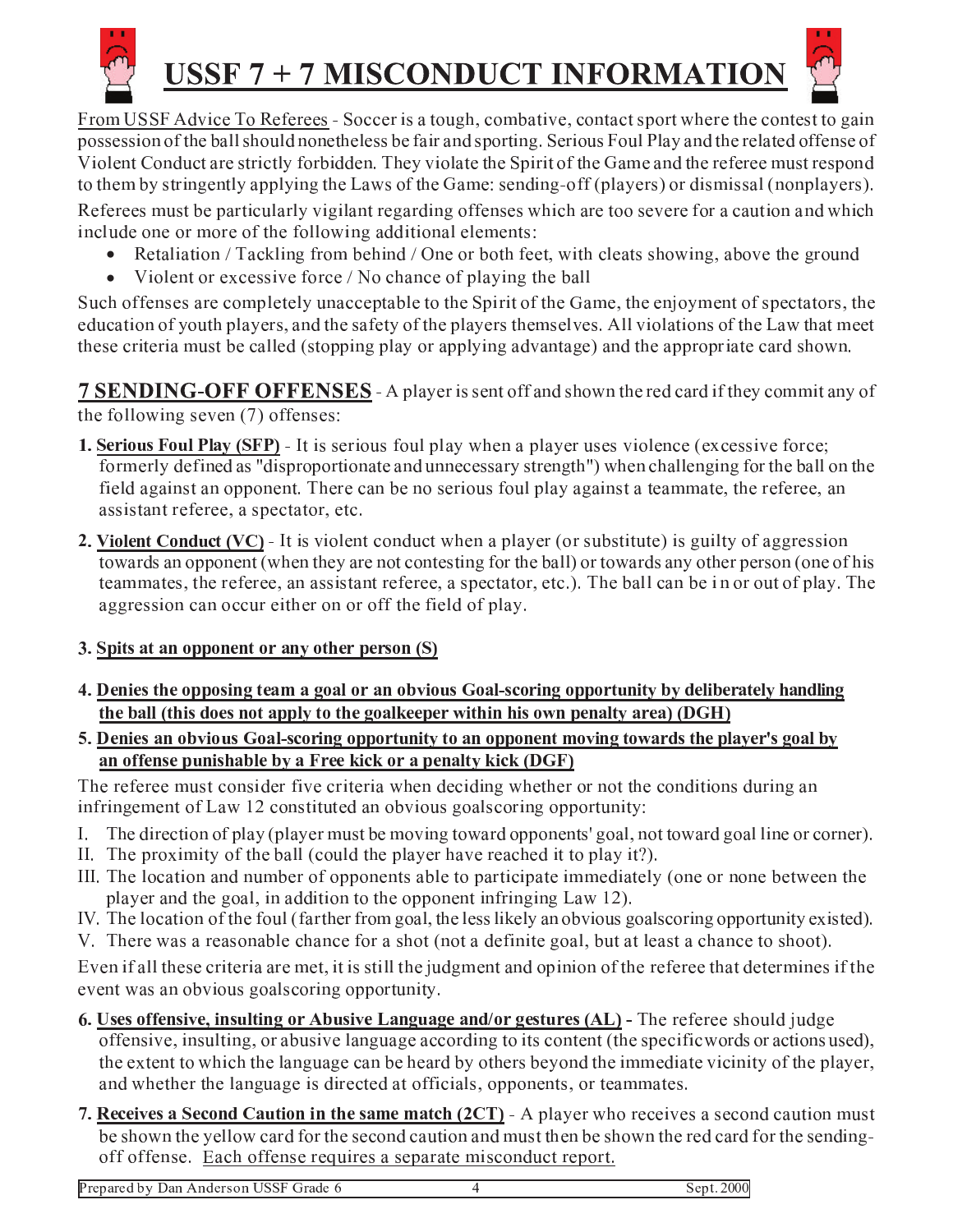# USSF 7 + 7 MISCONDUCT INFORMATION

From USSF Advice To Referees - Soccer is a tough, combative, contact sport where the contest to gain possession of the ball should nonetheless be fair and sporting. Serious Foul Play and the related offense of Violent Conduct are strictly forbidden. They violate the Spirit of the Game and the referee must respond to them by stringently applying the Laws of the Game: sending-off (players) or dismissal (nonplayers).

Referees must be particularly vigilant regarding offenses which are too severe for a caution and which include one or more of the following additional elements:

- Retaliation / Tackling from behind / One or both feet, with cleats showing, above the ground
- Violent or excessive force / No chance of playing the ball

Such offenses are completely unacceptable to the Spirit of the Game, the enjoyment of spectators, the education of youth players, and the safety of the players themselves. All violations of the Law that meet these criteria must be called (stopping play or applying advantage) and the appropriate card shown.

## 7 SENDING-OFF OFFENSES

A player is sent off and shown the red card if they commit any of the following seven (7) offenses:

1. **Serious Foul Play (SFP)** - It is serious foul play when a player uses violence (excessive force; formerly defined as "disproportionate and unnecessary strength") when challenging for the ball on the field against an opponent. There can be no serious foul play against a teammate, the referee, an assistant referee, a spectator, etc.
2. **Violent Conduct (VC)** - It is violent conduct when a player (or substitute) is guilty of aggression towards an opponent (when they are not contesting for the ball) or towards any other person (one of his teammates, the referee, an assistant referee, a spectator, etc.). The ball can be in or out of play. The aggression can occur either on or off the field of play.
3. **Spits at an opponent or any other person (S)**
4. **Denies the opposing team a goal or an obvious Goal-scoring opportunity by deliberately handling the ball (this does not apply to the goalkeeper within his own penalty area) (DGH)**
5. **Denies an obvious Goal-scoring opportunity to an opponent moving towards the player's goal by an offense punishable by a Free kick or a penalty kick (DGF)**

The referee must consider five criteria when deciding whether or not the conditions during an infringement of Law 12 constituted an obvious goalscoring opportunity:

I. The direction of play (player must be moving toward opponents' goal, not toward goal line or corner).
II. The proximity of the ball (could the player have reached it to play it?).
III. The location and number of opponents able to participate immediately (one or none between the player and the goal, in addition to the opponent infringing Law 12).
IV. The location of the foul (farther from goal, the less likely an obvious goalscoring opportunity existed).
V. There was a reasonable chance for a shot (not a definite goal, but at least a chance to shoot).

Even if all these criteria are met, it is still the judgment and opinion of the referee that determines if the event was an obvious goalscoring opportunity.

6. **Uses offensive, insulting or Abusive Language and/or gestures (AL)** - The referee should judge offensive, insulting, or abusive language according to its content (the specific words or actions used), the extent to which the language can be heard by others beyond the immediate vicinity of the player, and whether the language is directed at officials, opponents, or teammates.
7. **Receives a Second Caution in the same match (2CT)** - A player who receives a second caution must be shown the yellow card for the second caution and must then be shown the red card for the sending-off offense. Each offense requires a separate misconduct report.

Prepared by Dan Anderson USSF Grade 6 | Sept. 2000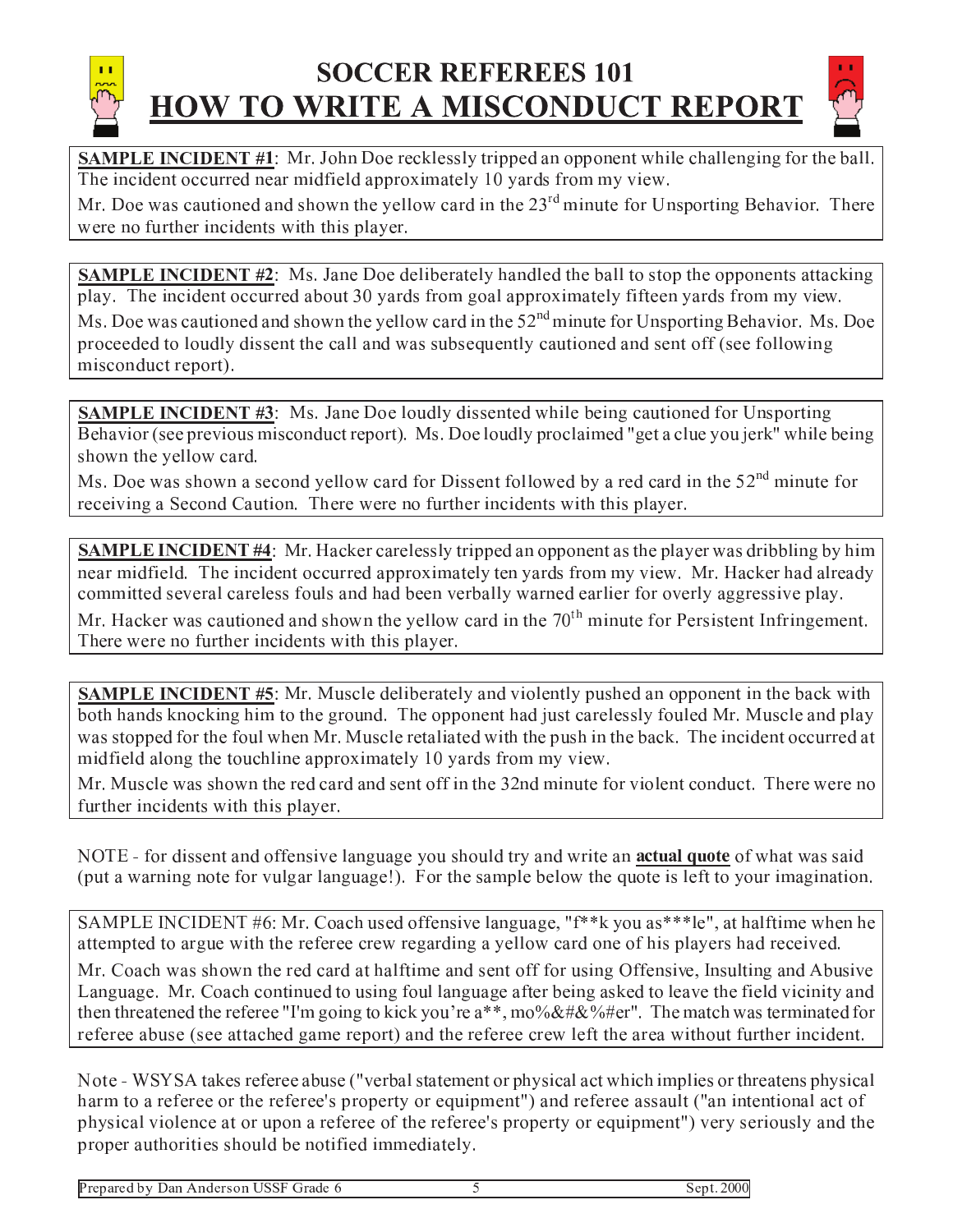# SOCCER REFEREES 101

# HOW TO WRITE A MISCONDUCT REPORT

**SAMPLE INCIDENT #1**: Mr. John Doe recklessly tripped an opponent while challenging for the ball. The incident occurred near midfield approximately 10 yards from my view.

Mr. Doe was cautioned and shown the yellow card in the 23rd minute for Unsporting Behavior. There were no further incidents with this player.

**SAMPLE INCIDENT #2**: Ms. Jane Doe deliberately handled the ball to stop the opponents attacking play. The incident occurred about 30 yards from goal approximately fifteen yards from my view.

Ms. Doe was cautioned and shown the yellow card in the 52nd minute for Unsporting Behavior. Ms. Doe proceeded to loudly dissent the call and was subsequently cautioned and sent off (see following misconduct report).

**SAMPLE INCIDENT #3**: Ms. Jane Doe loudly dissented while being cautioned for Unsporting Behavior (see previous misconduct report). Ms. Doe loudly proclaimed "get a clue you jerk" while being shown the yellow card.

Ms. Doe was shown a second yellow card for Dissent followed by a red card in the 52nd minute for receiving a Second Caution. There were no further incidents with this player.

**SAMPLE INCIDENT #4**: Mr. Hacker carelessly tripped an opponent as the player was dribbling by him near midfield. The incident occurred approximately ten yards from my view. Mr. Hacker had already committed several careless fouls and had been verbally warned earlier for overly aggressive play.

Mr. Hacker was cautioned and shown the yellow card in the 70th minute for Persistent Infringement. There were no further incidents with this player.

**SAMPLE INCIDENT #5**: Mr. Muscle deliberately and violently pushed an opponent in the back with both hands knocking him to the ground. The opponent had just carelessly fouled Mr. Muscle and play was stopped for the foul when Mr. Muscle retaliated with the push in the back. The incident occurred at midfield along the touchline approximately 10 yards from my view.

Mr. Muscle was shown the red card and sent off in the 32nd minute for violent conduct. There were no further incidents with this player.

NOTE - for dissent and offensive language you should try and write an **actual quote** of what was said (put a warning note for vulgar language!). For the sample below the quote is left to your imagination.

SAMPLE INCIDENT #6: Mr. Coach used offensive language, "f**k you as***le", at halftime when he attempted to argue with the referee crew regarding a yellow card one of his players had received.

Mr. Coach was shown the red card at halftime and sent off for using Offensive, Insulting and Abusive Language. Mr. Coach continued to using foul language after being asked to leave the field vicinity and then threatened the referee "I'm going to kick you're a**, mo%&#&%#er". The match was terminated for referee abuse (see attached game report) and the referee crew left the area without further incident.

Note - WSYSA takes referee abuse ("verbal statement or physical act which implies or threatens physical harm to a referee or the referee's property or equipment") and referee assault ("an intentional act of physical violence at or upon a referee of the referee's property or equipment") very seriously and the proper authorities should be notified immediately.

Prepared by Dan Anderson USSF Grade 6 | Sept. 2000